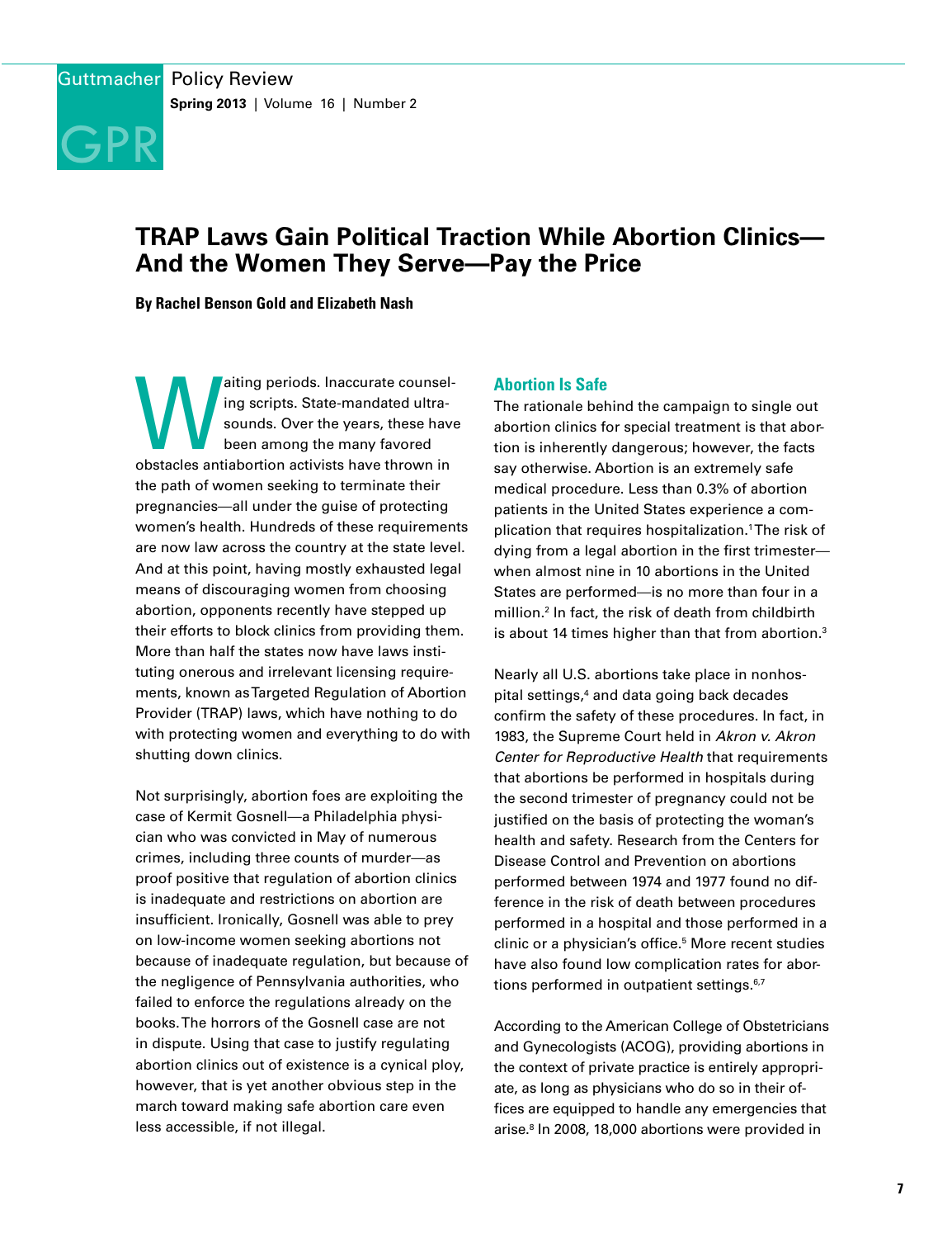# TRAP Laws Gain Political Traction While Abortion Clinics—And the Women They Serve—Pay the Price

**By Rachel Benson Gold and Elizabeth Nash**

Waiting periods. Inaccurate counseling scripts. State-mandated ultrasounds. Over the years, these have been among the many favored obstacles antiabortion activists have thrown in the path of women seeking to terminate their pregnancies—all under the guise of protecting women's health. Hundreds of these requirements are now law across the country at the state level. And at this point, having mostly exhausted legal means of discouraging women from choosing abortion, opponents recently have stepped up their efforts to block clinics from providing them. More than half the states now have laws instituting onerous and irrelevant licensing requirements, known as Targeted Regulation of Abortion Provider (TRAP) laws, which have nothing to do with protecting women and everything to do with shutting down clinics.

Not surprisingly, abortion foes are exploiting the case of Kermit Gosnell—a Philadelphia physician who was convicted in May of numerous crimes, including three counts of murder—as proof positive that regulation of abortion clinics is inadequate and restrictions on abortion are insufficient. Ironically, Gosnell was able to prey on low-income women seeking abortions not because of inadequate regulation, but because of the negligence of Pennsylvania authorities, who failed to enforce the regulations already on the books. The horrors of the Gosnell case are not in dispute. Using that case to justify regulating abortion clinics out of existence is a cynical ploy, however, that is yet another obvious step in the march toward making safe abortion care even less accessible, if not illegal.

## Abortion Is Safe

The rationale behind the campaign to single out abortion clinics for special treatment is that abortion is inherently dangerous; however, the facts say otherwise. Abortion is an extremely safe medical procedure. Less than 0.3% of abortion patients in the United States experience a complication that requires hospitalization.[1] The risk of dying from a legal abortion in the first trimester—when almost nine in 10 abortions in the United States are performed—is no more than four in a million.[2] In fact, the risk of death from childbirth is about 14 times higher than that from abortion.[3]

Nearly all U.S. abortions take place in nonhospital settings,[4] and data going back decades confirm the safety of these procedures. In fact, in 1983, the Supreme Court held in *Akron v. Akron Center for Reproductive Health* that requirements that abortions be performed in hospitals during the second trimester of pregnancy could not be justified on the basis of protecting the woman's health and safety. Research from the Centers for Disease Control and Prevention on abortions performed between 1974 and 1977 found no difference in the risk of death between procedures performed in a hospital and those performed in a clinic or a physician's office.[5] More recent studies have also found low complication rates for abortions performed in outpatient settings.[6,7]

According to the American College of Obstetricians and Gynecologists (ACOG), providing abortions in the context of private practice is entirely appropriate, as long as physicians who do so in their offices are equipped to handle any emergencies that arise.[8] In 2008, 18,000 abortions were provided in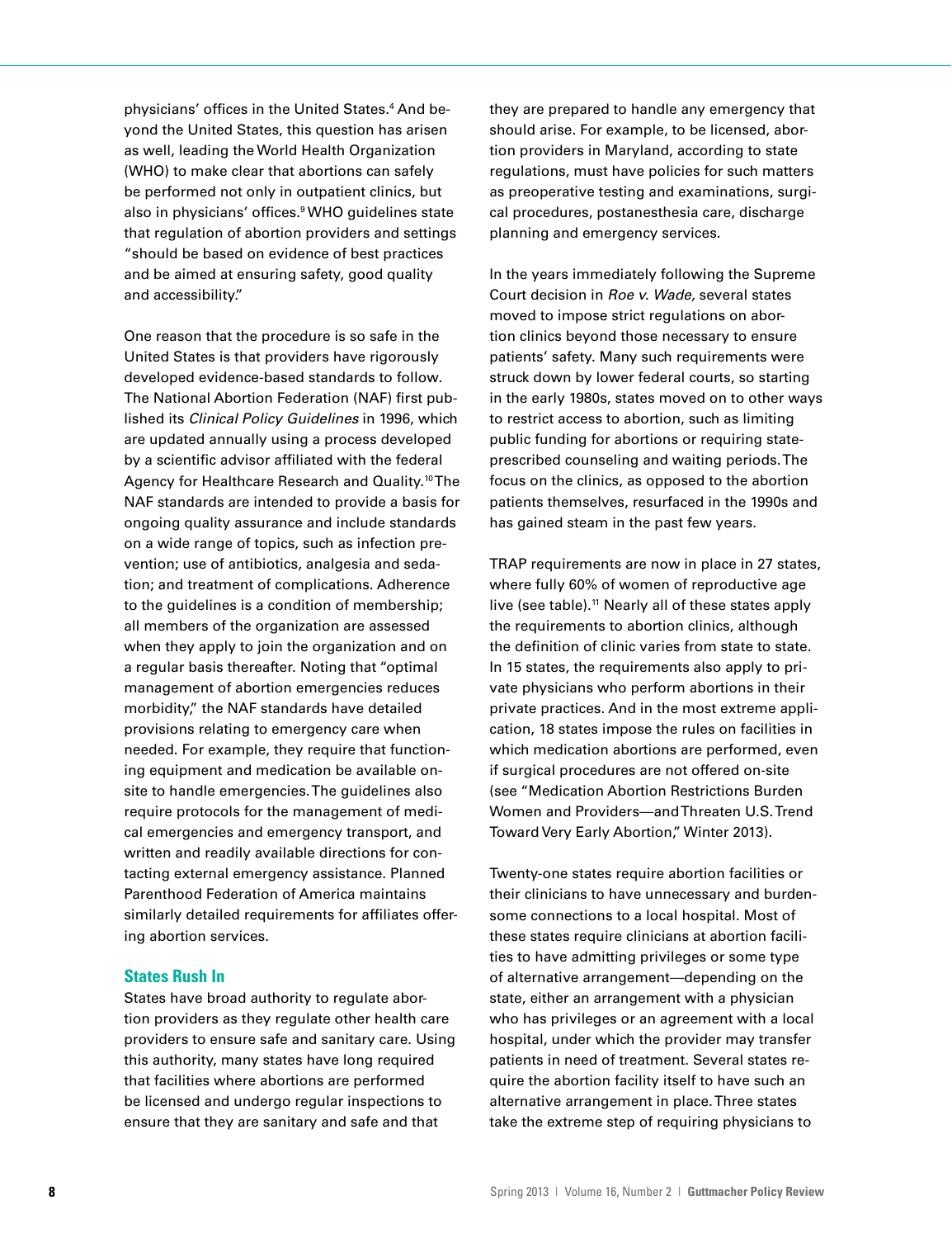physicians' offices in the United States.[4] And beyond the United States, this question has arisen as well, leading the World Health Organization (WHO) to make clear that abortions can safely be performed not only in outpatient clinics, but also in physicians' offices.[9] WHO guidelines state that regulation of abortion providers and settings "should be based on evidence of best practices and be aimed at ensuring safety, good quality and accessibility."

One reason that the procedure is so safe in the United States is that providers have rigorously developed evidence-based standards to follow. The National Abortion Federation (NAF) first published its *Clinical Policy Guidelines* in 1996, which are updated annually using a process developed by a scientific advisor affiliated with the federal Agency for Healthcare Research and Quality.[10] The NAF standards are intended to provide a basis for ongoing quality assurance and include standards on a wide range of topics, such as infection prevention; use of antibiotics, analgesia and sedation; and treatment of complications. Adherence to the guidelines is a condition of membership; all members of the organization are assessed when they apply to join the organization and on a regular basis thereafter. Noting that "optimal management of abortion emergencies reduces morbidity," the NAF standards have detailed provisions relating to emergency care when needed. For example, they require that functioning equipment and medication be available on-site to handle emergencies. The guidelines also require protocols for the management of medical emergencies and emergency transport, and written and readily available directions for contacting external emergency assistance. Planned Parenthood Federation of America maintains similarly detailed requirements for affiliates offering abortion services.

## States Rush In

States have broad authority to regulate abortion providers as they regulate other health care providers to ensure safe and sanitary care. Using this authority, many states have long required that facilities where abortions are performed be licensed and undergo regular inspections to ensure that they are sanitary and safe and that they are prepared to handle any emergency that should arise. For example, to be licensed, abortion providers in Maryland, according to state regulations, must have policies for such matters as preoperative testing and examinations, surgical procedures, postanesthesia care, discharge planning and emergency services.

In the years immediately following the Supreme Court decision in *Roe v. Wade,* several states moved to impose strict regulations on abortion clinics beyond those necessary to ensure patients' safety. Many such requirements were struck down by lower federal courts, so starting in the early 1980s, states moved on to other ways to restrict access to abortion, such as limiting public funding for abortions or requiring state-prescribed counseling and waiting periods. The focus on the clinics, as opposed to the abortion patients themselves, resurfaced in the 1990s and has gained steam in the past few years.

TRAP requirements are now in place in 27 states, where fully 60% of women of reproductive age live (see table).[11] Nearly all of these states apply the requirements to abortion clinics, although the definition of clinic varies from state to state. In 15 states, the requirements also apply to private physicians who perform abortions in their private practices. And in the most extreme application, 18 states impose the rules on facilities in which medication abortions are performed, even if surgical procedures are not offered on-site (see "Medication Abortion Restrictions Burden Women and Providers—and Threaten U.S. Trend Toward Very Early Abortion," Winter 2013).

Twenty-one states require abortion facilities or their clinicians to have unnecessary and burdensome connections to a local hospital. Most of these states require clinicians at abortion facilities to have admitting privileges or some type of alternative arrangement—depending on the state, either an arrangement with a physician who has privileges or an agreement with a local hospital, under which the provider may transfer patients in need of treatment. Several states require the abortion facility itself to have such an alternative arrangement in place. Three states take the extreme step of requiring physicians to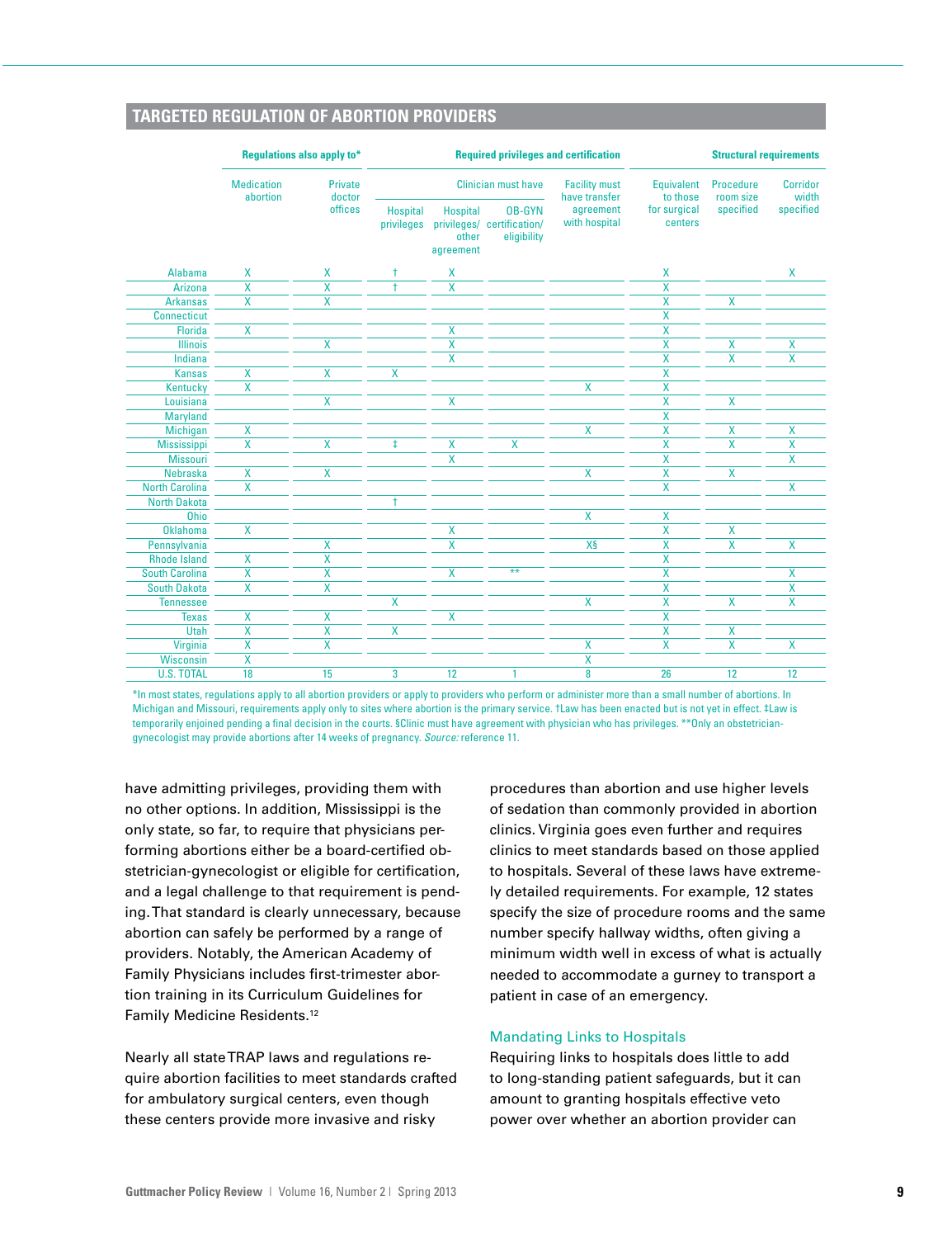## TARGETED REGULATION OF ABORTION PROVIDERS

| | Regulations also apply to* | | Required privileges and certification | | | | Structural requirements | | |
|---|---|---|---|---|---|---|---|---|---|
| | Medication abortion | Private doctor offices | Clinician must have | | | Facility must have transfer agreement with hospital | Equivalent to those for surgical centers | Procedure room size specified | Corridor width specified |
| | | | Hospital privileges | Hospital privileges/ other agreement | OB-GYN certification/ eligibility | | | | |
| Alabama | X | X | † | X | | | X | | X |
| Arizona | X | X | † | X | | | X | | |
| Arkansas | X | X | | | | | X | X | |
| Connecticut | | | | | | | X | | |
| Florida | X | | | X | | | X | | |
| Illinois | | X | | X | | | X | X | X |
| Indiana | | | | X | | | X | X | X |
| Kansas | X | X | X | | | | X | | |
| Kentucky | X | | | | | X | X | | |
| Louisiana | | X | | X | | | X | X | |
| Maryland | | | | | | | X | | |
| Michigan | X | | | | | X | X | X | X |
| Mississippi | X | X | ‡ | X | X | | X | X | X |
| Missouri | | | | X | | | X | | X |
| Nebraska | X | X | | | | X | X | X | |
| North Carolina | X | | | | | | X | | X |
| North Dakota | | | † | | | | | | |
| Ohio | | | | | | X | X | | |
| Oklahoma | X | | | X | | | X | X | |
| Pennsylvania | | X | | X | | X§ | X | X | X |
| Rhode Island | X | X | | | | | X | | |
| South Carolina | X | X | | X | ** | | X | | X |
| South Dakota | X | X | | | | | X | | X |
| Tennessee | | | X | | | X | X | X | X |
| Texas | X | X | | X | | | X | | |
| Utah | X | X | X | | | | X | X | |
| Virginia | X | X | | | | X | X | X | X |
| Wisconsin | X | | | | | X | | | |
| U.S. TOTAL | 18 | 15 | 3 | 12 | 1 | 8 | 26 | 12 | 12 |

*In most states, regulations apply to all abortion providers or apply to providers who perform or administer more than a small number of abortions. In Michigan and Missouri, requirements apply only to sites where abortion is the primary service. †Law has been enacted but is not yet in effect. ‡Law is temporarily enjoined pending a final decision in the courts. §Clinic must have agreement with physician who has privileges. **Only an obstetrician-gynecologist may provide abortions after 14 weeks of pregnancy. *Source:* reference 11.

have admitting privileges, providing them with no other options. In addition, Mississippi is the only state, so far, to require that physicians performing abortions either be a board-certified obstetrician-gynecologist or eligible for certification, and a legal challenge to that requirement is pending. That standard is clearly unnecessary, because abortion can safely be performed by a range of providers. Notably, the American Academy of Family Physicians includes first-trimester abortion training in its Curriculum Guidelines for Family Medicine Residents.[12]

Nearly all state TRAP laws and regulations require abortion facilities to meet standards crafted for ambulatory surgical centers, even though these centers provide more invasive and risky procedures than abortion and use higher levels of sedation than commonly provided in abortion clinics. Virginia goes even further and requires clinics to meet standards based on those applied to hospitals. Several of these laws have extremely detailed requirements. For example, 12 states specify the size of procedure rooms and the same number specify hallway widths, often giving a minimum width well in excess of what is actually needed to accommodate a gurney to transport a patient in case of an emergency.

### Mandating Links to Hospitals

Requiring links to hospitals does little to add to long-standing patient safeguards, but it can amount to granting hospitals effective veto power over whether an abortion provider can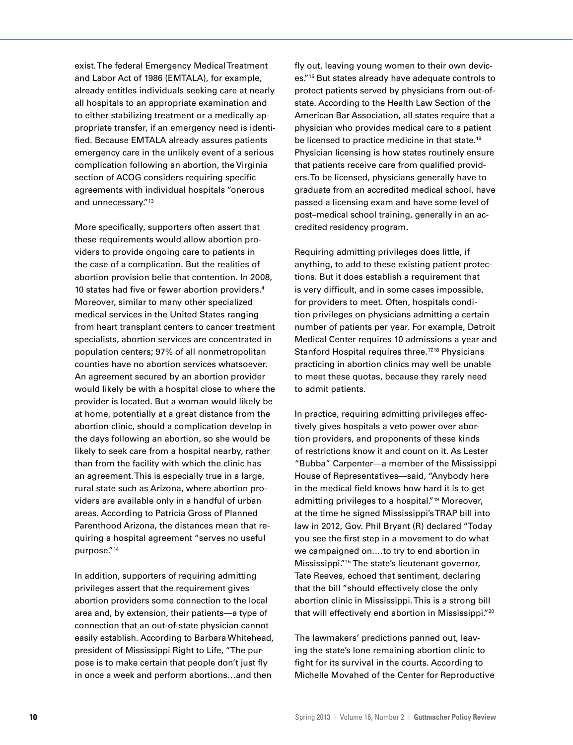exist. The federal Emergency Medical Treatment and Labor Act of 1986 (EMTALA), for example, already entitles individuals seeking care at nearly all hospitals to an appropriate examination and to either stabilizing treatment or a medically appropriate transfer, if an emergency need is identified. Because EMTALA already assures patients emergency care in the unlikely event of a serious complication following an abortion, the Virginia section of ACOG considers requiring specific agreements with individual hospitals "onerous and unnecessary."[13]

More specifically, supporters often assert that these requirements would allow abortion providers to provide ongoing care to patients in the case of a complication. But the realities of abortion provision belie that contention. In 2008, 10 states had five or fewer abortion providers.[4] Moreover, similar to many other specialized medical services in the United States ranging from heart transplant centers to cancer treatment specialists, abortion services are concentrated in population centers; 97% of all nonmetropolitan counties have no abortion services whatsoever. An agreement secured by an abortion provider would likely be with a hospital close to where the provider is located. But a woman would likely be at home, potentially at a great distance from the abortion clinic, should a complication develop in the days following an abortion, so she would be likely to seek care from a hospital nearby, rather than from the facility with which the clinic has an agreement. This is especially true in a large, rural state such as Arizona, where abortion providers are available only in a handful of urban areas. According to Patricia Gross of Planned Parenthood Arizona, the distances mean that requiring a hospital agreement "serves no useful purpose."[14]

In addition, supporters of requiring admitting privileges assert that the requirement gives abortion providers some connection to the local area and, by extension, their patients—a type of connection that an out-of-state physician cannot easily establish. According to Barbara Whitehead, president of Mississippi Right to Life, "The purpose is to make certain that people don't just fly in once a week and perform abortions…and then fly out, leaving young women to their own devices."[15] But states already have adequate controls to protect patients served by physicians from out-of-state. According to the Health Law Section of the American Bar Association, all states require that a physician who provides medical care to a patient be licensed to practice medicine in that state.[16] Physician licensing is how states routinely ensure that patients receive care from qualified providers. To be licensed, physicians generally have to graduate from an accredited medical school, have passed a licensing exam and have some level of post–medical school training, generally in an accredited residency program.

Requiring admitting privileges does little, if anything, to add to these existing patient protections. But it does establish a requirement that is very difficult, and in some cases impossible, for providers to meet. Often, hospitals condition privileges on physicians admitting a certain number of patients per year. For example, Detroit Medical Center requires 10 admissions a year and Stanford Hospital requires three.[17,18] Physicians practicing in abortion clinics may well be unable to meet these quotas, because they rarely need to admit patients.

In practice, requiring admitting privileges effectively gives hospitals a veto power over abortion providers, and proponents of these kinds of restrictions know it and count on it. As Lester "Bubba" Carpenter—a member of the Mississippi House of Representatives—said, "Anybody here in the medical field knows how hard it is to get admitting privileges to a hospital."[19] Moreover, at the time he signed Mississippi's TRAP bill into law in 2012, Gov. Phil Bryant (R) declared "Today you see the first step in a movement to do what we campaigned on….to try to end abortion in Mississippi."[15] The state's lieutenant governor, Tate Reeves, echoed that sentiment, declaring that the bill "should effectively close the only abortion clinic in Mississippi. This is a strong bill that will effectively end abortion in Mississippi."[20]

The lawmakers' predictions panned out, leaving the state's lone remaining abortion clinic to fight for its survival in the courts. According to Michelle Movahed of the Center for Reproductive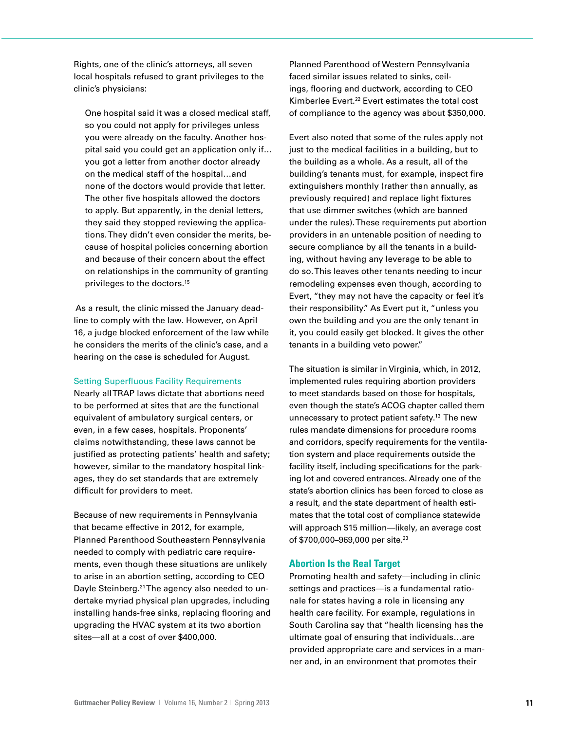Rights, one of the clinic's attorneys, all seven local hospitals refused to grant privileges to the clinic's physicians:

> One hospital said it was a closed medical staff, so you could not apply for privileges unless you were already on the faculty. Another hospital said you could get an application only if…you got a letter from another doctor already on the medical staff of the hospital…and none of the doctors would provide that letter. The other five hospitals allowed the doctors to apply. But apparently, in the denial letters, they said they stopped reviewing the applications. They didn't even consider the merits, because of hospital policies concerning abortion and because of their concern about the effect on relationships in the community of granting privileges to the doctors.[15]

As a result, the clinic missed the January deadline to comply with the law. However, on April 16, a judge blocked enforcement of the law while he considers the merits of the clinic's case, and a hearing on the case is scheduled for August.

### Setting Superfluous Facility Requirements

Nearly all TRAP laws dictate that abortions need to be performed at sites that are the functional equivalent of ambulatory surgical centers, or even, in a few cases, hospitals. Proponents' claims notwithstanding, these laws cannot be justified as protecting patients' health and safety; however, similar to the mandatory hospital linkages, they do set standards that are extremely difficult for providers to meet.

Because of new requirements in Pennsylvania that became effective in 2012, for example, Planned Parenthood Southeastern Pennsylvania needed to comply with pediatric care requirements, even though these situations are unlikely to arise in an abortion setting, according to CEO Dayle Steinberg.[21] The agency also needed to undertake myriad physical plan upgrades, including installing hands-free sinks, replacing flooring and upgrading the HVAC system at its two abortion sites—all at a cost of over $400,000.

Planned Parenthood of Western Pennsylvania faced similar issues related to sinks, ceilings, flooring and ductwork, according to CEO Kimberlee Evert.[22] Evert estimates the total cost of compliance to the agency was about $350,000.

Evert also noted that some of the rules apply not just to the medical facilities in a building, but to the building as a whole. As a result, all of the building's tenants must, for example, inspect fire extinguishers monthly (rather than annually, as previously required) and replace light fixtures that use dimmer switches (which are banned under the rules). These requirements put abortion providers in an untenable position of needing to secure compliance by all the tenants in a building, without having any leverage to be able to do so. This leaves other tenants needing to incur remodeling expenses even though, according to Evert, "they may not have the capacity or feel it's their responsibility." As Evert put it, "unless you own the building and you are the only tenant in it, you could easily get blocked. It gives the other tenants in a building veto power."

The situation is similar in Virginia, which, in 2012, implemented rules requiring abortion providers to meet standards based on those for hospitals, even though the state's ACOG chapter called them unnecessary to protect patient safety.[13] The new rules mandate dimensions for procedure rooms and corridors, specify requirements for the ventilation system and place requirements outside the facility itself, including specifications for the parking lot and covered entrances. Already one of the state's abortion clinics has been forced to close as a result, and the state department of health estimates that the total cost of compliance statewide will approach $15 million—likely, an average cost of $700,000–969,000 per site.[23]

## Abortion Is the Real Target

Promoting health and safety—including in clinic settings and practices—is a fundamental rationale for states having a role in licensing any health care facility. For example, regulations in South Carolina say that "health licensing has the ultimate goal of ensuring that individuals…are provided appropriate care and services in a manner and, in an environment that promotes their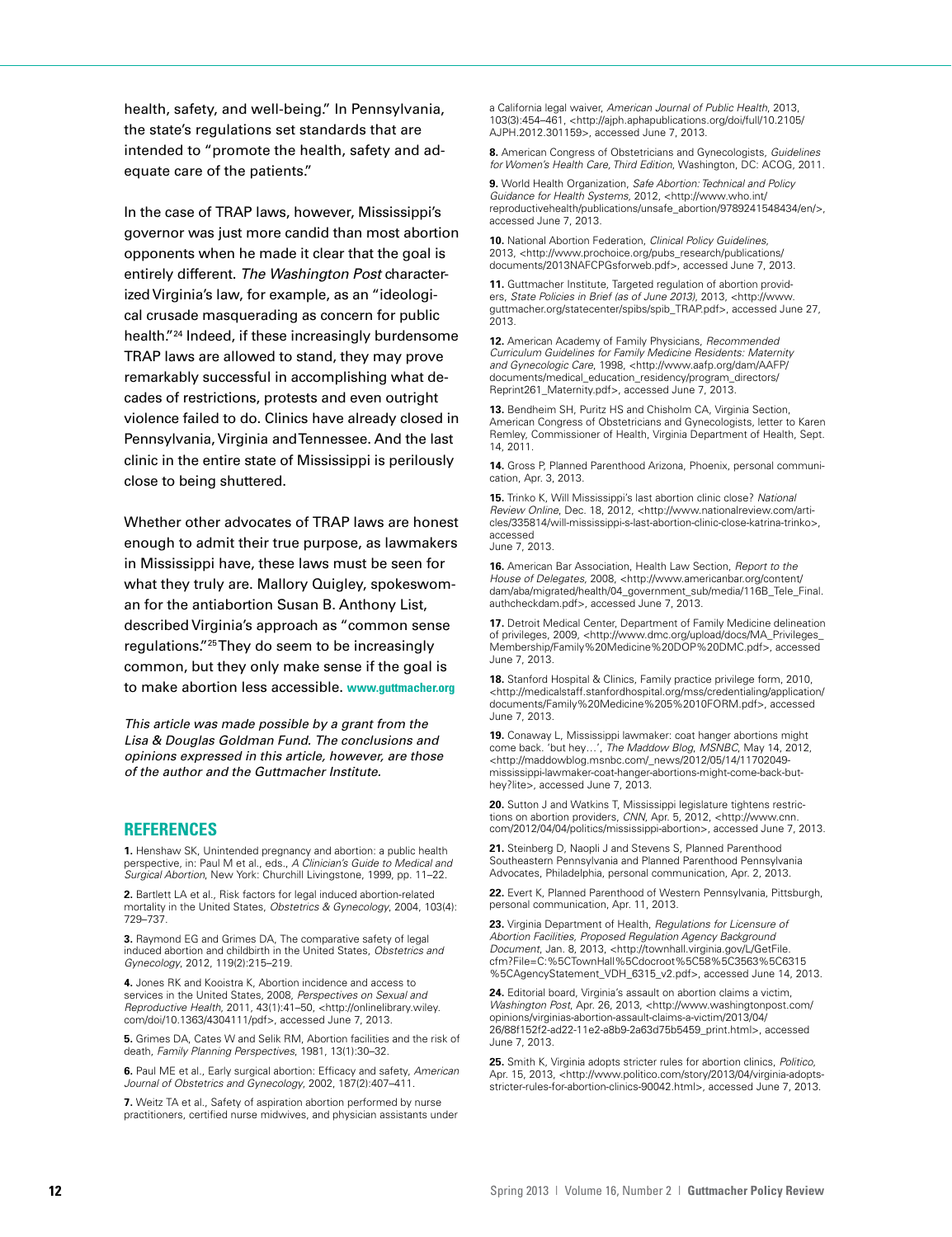health, safety, and well-being." In Pennsylvania, the state's regulations set standards that are intended to "promote the health, safety and adequate care of the patients."

In the case of TRAP laws, however, Mississippi's governor was just more candid than most abortion opponents when he made it clear that the goal is entirely different. *The Washington Post* characterized Virginia's law, for example, as an "ideological crusade masquerading as concern for public health."[24] Indeed, if these increasingly burdensome TRAP laws are allowed to stand, they may prove remarkably successful in accomplishing what decades of restrictions, protests and even outright violence failed to do. Clinics have already closed in Pennsylvania, Virginia and Tennessee. And the last clinic in the entire state of Mississippi is perilously close to being shuttered.

Whether other advocates of TRAP laws are honest enough to admit their true purpose, as lawmakers in Mississippi have, these laws must be seen for what they truly are. Mallory Quigley, spokeswoman for the antiabortion Susan B. Anthony List, described Virginia's approach as "common sense regulations."[25] They do seem to be increasingly common, but they only make sense if the goal is to make abortion less accessible. **www.guttmacher.org**

*This article was made possible by a grant from the Lisa & Douglas Goldman Fund. The conclusions and opinions expressed in this article, however, are those of the author and the Guttmacher Institute.*

## REFERENCES

**1.** Henshaw SK, Unintended pregnancy and abortion: a public health perspective, in: Paul M et al., eds., *A Clinician's Guide to Medical and Surgical Abortion*, New York: Churchill Livingstone, 1999, pp. 11–22.

**2.** Bartlett LA et al., Risk factors for legal induced abortion-related mortality in the United States, *Obstetrics & Gynecology*, 2004, 103(4): 729–737.

**3.** Raymond EG and Grimes DA, The comparative safety of legal induced abortion and childbirth in the United States, *Obstetrics and Gynecology*, 2012, 119(2):215–219.

**4.** Jones RK and Kooistra K, Abortion incidence and access to services in the United States, 2008, *Perspectives on Sexual and Reproductive Health*, 2011, 43(1):41–50, <http://onlinelibrary.wiley.com/doi/10.1363/4304111/pdf>, accessed June 7, 2013.

**5.** Grimes DA, Cates W and Selik RM, Abortion facilities and the risk of death, *Family Planning Perspectives*, 1981, 13(1):30–32.

**6.** Paul ME et al., Early surgical abortion: Efficacy and safety, *American Journal of Obstetrics and Gynecology*, 2002, 187(2):407–411.

**7.** Weitz TA et al., Safety of aspiration abortion performed by nurse practitioners, certified nurse midwives, and physician assistants under a California legal waiver, *American Journal of Public Health*, 2013, 103(3):454–461, <http://ajph.aphapublications.org/doi/full/10.2105/AJPH.2012.301159>, accessed June 7, 2013.

**8.** American Congress of Obstetricians and Gynecologists, *Guidelines for Women's Health Care, Third Edition*, Washington, DC: ACOG, 2011.

**9.** World Health Organization, *Safe Abortion: Technical and Policy Guidance for Health Systems*, 2012, <http://www.who.int/reproductivehealth/publications/unsafe_abortion/9789241548434/en/>, accessed June 7, 2013.

**10.** National Abortion Federation, *Clinical Policy Guidelines*, 2013, <http://www.prochoice.org/pubs_research/publications/documents/2013NAFCPGsforweb.pdf>, accessed June 7, 2013.

**11.** Guttmacher Institute, Targeted regulation of abortion providers, *State Policies in Brief (as of June 2013)*, 2013, <http://www.guttmacher.org/statecenter/spibs/spib_TRAP.pdf>, accessed June 27, 2013.

**12.** American Academy of Family Physicians, *Recommended Curriculum Guidelines for Family Medicine Residents: Maternity and Gynecologic Care*, 1998, <http://www.aafp.org/dam/AAFP/documents/medical_education_residency/program_directors/Reprint261_Maternity.pdf>, accessed June 7, 2013.

**13.** Bendheim SH, Puritz HS and Chisholm CA, Virginia Section, American Congress of Obstetricians and Gynecologists, letter to Karen Remley, Commissioner of Health, Virginia Department of Health, Sept. 14, 2011.

**14.** Gross P, Planned Parenthood Arizona, Phoenix, personal communication, Apr. 3, 2013.

**15.** Trinko K, Will Mississippi's last abortion clinic close? *National Review Online*, Dec. 18, 2012, <http://www.nationalreview.com/articles/335814/will-mississippi-s-last-abortion-clinic-close-katrina-trinko>, accessed June 7, 2013.

**16.** American Bar Association, Health Law Section, *Report to the House of Delegates*, 2008, <http://www.americanbar.org/content/dam/aba/migrated/health/04_government_sub/media/116B_Tele_Final.authcheckdam.pdf>, accessed June 7, 2013.

**17.** Detroit Medical Center, Department of Family Medicine delineation of privileges, 2009, <http://www.dmc.org/upload/docs/MA_Privileges_Membership/Family%20Medicine%20DOP%20DMC.pdf>, accessed June 7, 2013.

**18.** Stanford Hospital & Clinics, Family practice privilege form, 2010, <http://medicalstaff.stanfordhospital.org/mss/credentialing/application/documents/Family%20Medicine%205%2010FORM.pdf>, accessed June 7, 2013.

**19.** Conaway L, Mississippi lawmaker: coat hanger abortions might come back. 'but hey…', *The Maddow Blog*, *MSNBC*, May 14, 2012, <http://maddowblog.msnbc.com/_news/2012/05/14/11702049-mississippi-lawmaker-coat-hanger-abortions-might-come-back-but-hey?lite>, accessed June 7, 2013.

**20.** Sutton J and Watkins T, Mississippi legislature tightens restrictions on abortion providers, *CNN*, Apr. 5, 2012, <http://www.cnn.com/2012/04/04/politics/mississippi-abortion>, accessed June 7, 2013.

**21.** Steinberg D, Naopli J and Stevens S, Planned Parenthood Southeastern Pennsylvania and Planned Parenthood Pennsylvania Advocates, Philadelphia, personal communication, Apr. 2, 2013.

**22.** Evert K, Planned Parenthood of Western Pennsylvania, Pittsburgh, personal communication, Apr. 11, 2013.

**23.** Virginia Department of Health, *Regulations for Licensure of Abortion Facilities, Proposed Regulation Agency Background Document*, Jan. 8, 2013, <http://townhall.virginia.gov/L/GetFile.cfm?File=C:%5CTownHall%5Cdocroot%5C58%5C3563%5C6315%5CAgencyStatement_VDH_6315_v2.pdf>, accessed June 14, 2013.

**24.** Editorial board, Virginia's assault on abortion claims a victim, *Washington Post*, Apr. 26, 2013, <http://www.washingtonpost.com/opinions/virginias-abortion-assault-claims-a-victim/2013/04/26/88f152f2-ad22-11e2-a8b9-2a63d75b5459_print.html>, accessed June 7, 2013.

**25.** Smith K, Virginia adopts stricter rules for abortion clinics, *Politico*, Apr. 15, 2013, <http://www.politico.com/story/2013/04/virginia-adopts-stricter-rules-for-abortion-clinics-90042.html>, accessed June 7, 2013.